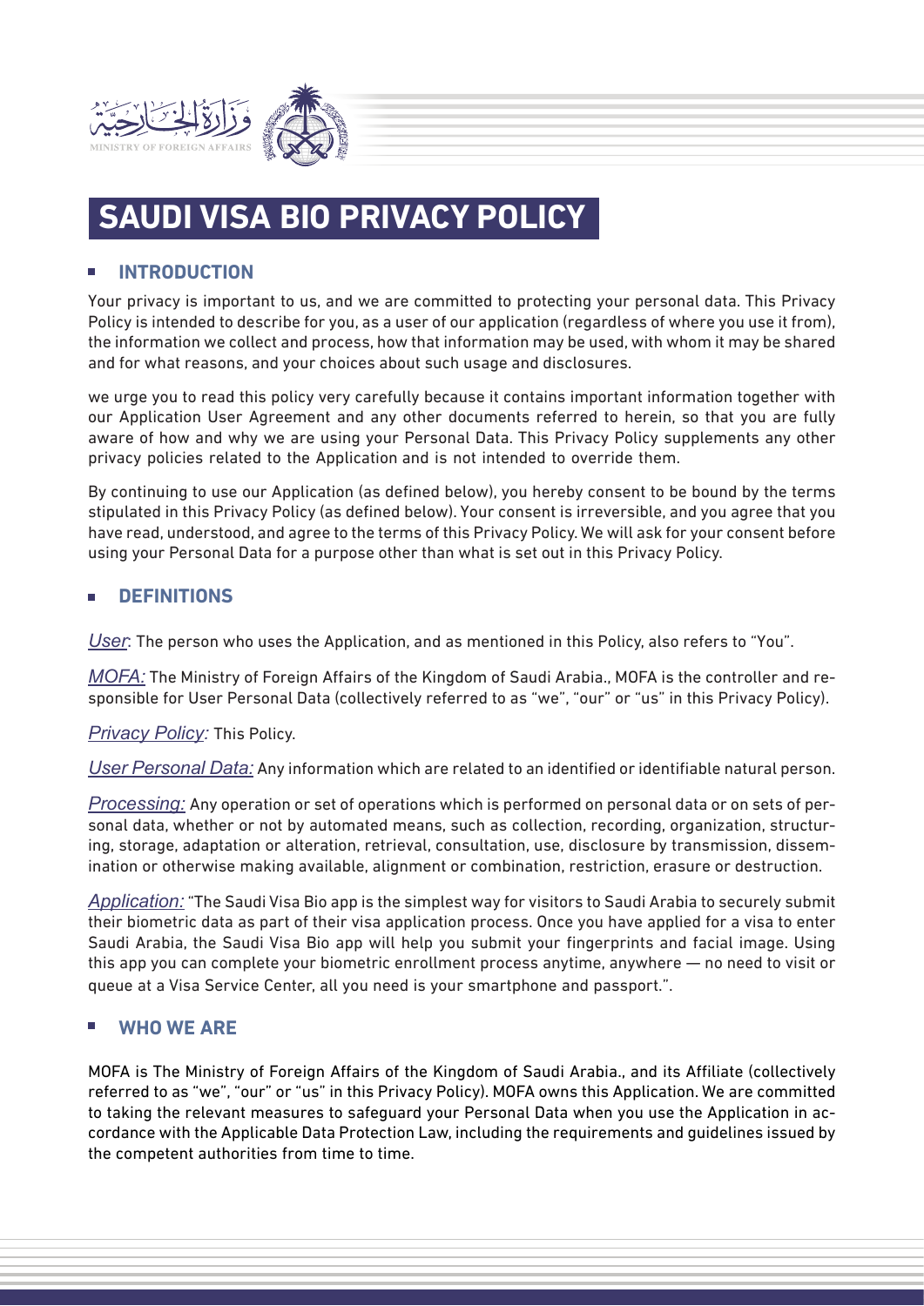# SAUDI VISA BIO PRIVACY POLICY

## INTRODUCTION

Your privacy is important to us, and we are committed to protecting your personal data. This Privacy Policy is intended to describe for you, as a user of our application (regardless of where you use it from), the information we collect and process, how that information may be used, with whom it may be shared and for what reasons, and your choices about such usage and disclosures.

we urge you to read this policy very carefully because it contains important information together with our Application User Agreement and any other documents referred to herein, so that you are fully aware of how and why we are using your Personal Data. This Privacy Policy supplements any other privacy policies related to the Application and is not intended to override them.

By continuing to use our Application (as defined below), you hereby consent to be bound by the terms stipulated in this Privacy Policy (as defined below). Your consent is irreversible, and you agree that you have read, understood, and agree to the terms of this Privacy Policy. We will ask for your consent before using your Personal Data for a purpose other than what is set out in this Privacy Policy.

## DEFINITIONS

*User*: The person who uses the Application, and as mentioned in this Policy, also refers to "You".

*MOFA:* The Ministry of Foreign Affairs of the Kingdom of Saudi Arabia., MOFA is the controller and responsible for User Personal Data (collectively referred to as "we", "our" or "us" in this Privacy Policy).

*Privacy Policy:* This Policy.

*User Personal Data:* Any information which are related to an identified or identifiable natural person.

*Processing:* Any operation or set of operations which is performed on personal data or on sets of personal data, whether or not by automated means, such as collection, recording, organization, structuring, storage, adaptation or alteration, retrieval, consultation, use, disclosure by transmission, dissemination or otherwise making available, alignment or combination, restriction, erasure or destruction.

*Application:* "The Saudi Visa Bio app is the simplest way for visitors to Saudi Arabia to securely submit their biometric data as part of their visa application process. Once you have applied for a visa to enter Saudi Arabia, the Saudi Visa Bio app will help you submit your fingerprints and facial image. Using this app you can complete your biometric enrollment process anytime, anywhere — no need to visit or queue at a Visa Service Center, all you need is your smartphone and passport.".

## WHO WE ARE

MOFA is The Ministry of Foreign Affairs of the Kingdom of Saudi Arabia., and its Affiliate (collectively referred to as "we", "our" or "us" in this Privacy Policy). MOFA owns this Application. We are committed to taking the relevant measures to safeguard your Personal Data when you use the Application in accordance with the Applicable Data Protection Law, including the requirements and guidelines issued by the competent authorities from time to time.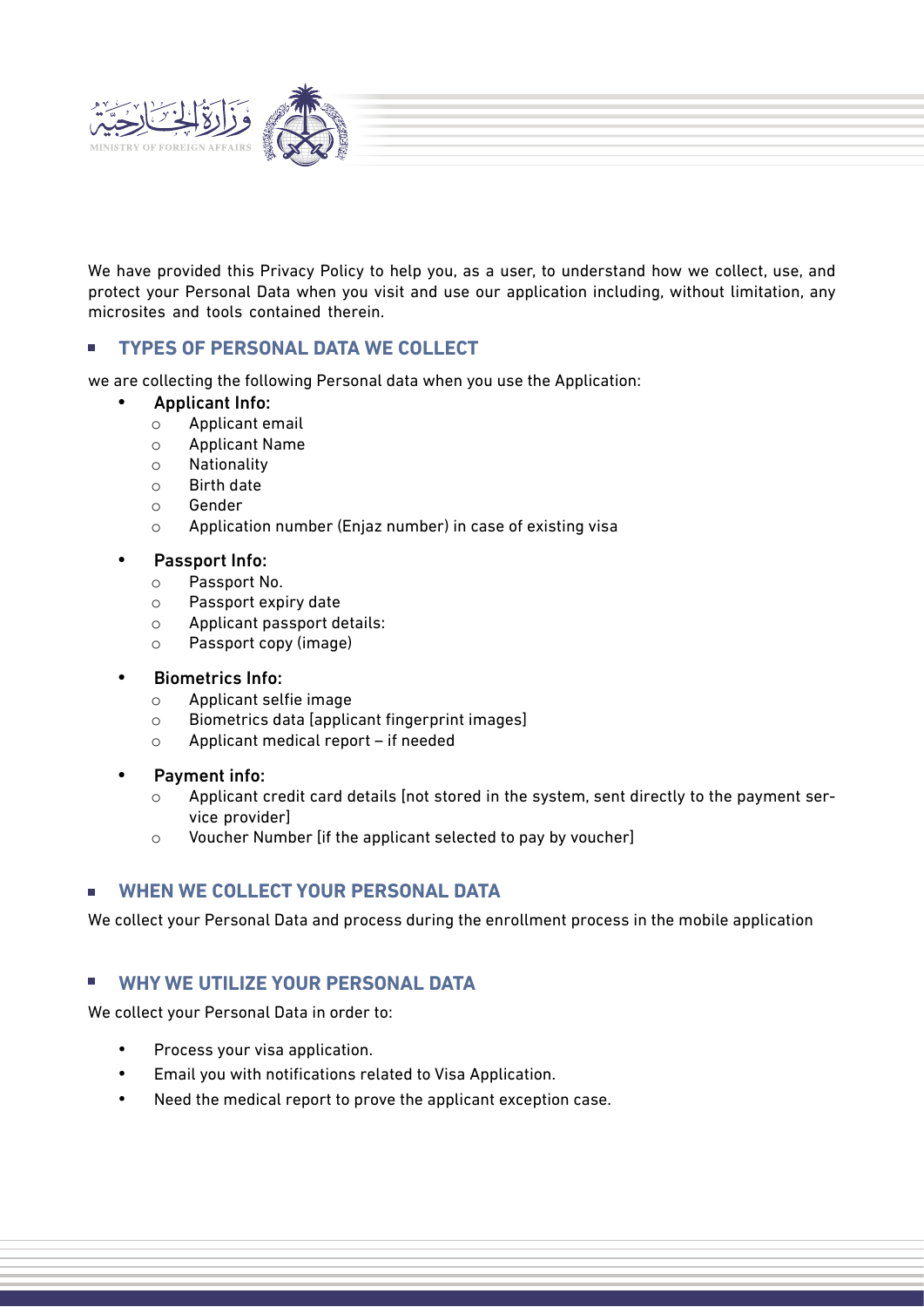We have provided this Privacy Policy to help you, as a user, to understand how we collect, use, and protect your Personal Data when you visit and use our application including, without limitation, any microsites and tools contained therein.

## TYPES OF PERSONAL DATA WE COLLECT

we are collecting the following Personal data when you use the Application:

- Applicant Info:
  - Applicant email
  - Applicant Name
  - Nationality
  - Birth date
  - Gender
  - Application number (Enjaz number) in case of existing visa

- Passport Info:
  - Passport No.
  - Passport expiry date
  - Applicant passport details:
  - Passport copy (image)

- Biometrics Info:
  - Applicant selfie image
  - Biometrics data [applicant fingerprint images]
  - Applicant medical report – if needed

- Payment info:
  - Applicant credit card details [not stored in the system, sent directly to the payment service provider]
  - Voucher Number [if the applicant selected to pay by voucher]

## WHEN WE COLLECT YOUR PERSONAL DATA

We collect your Personal Data and process during the enrollment process in the mobile application

## WHY WE UTILIZE YOUR PERSONAL DATA

We collect your Personal Data in order to:

- Process your visa application.
- Email you with notifications related to Visa Application.
- Need the medical report to prove the applicant exception case.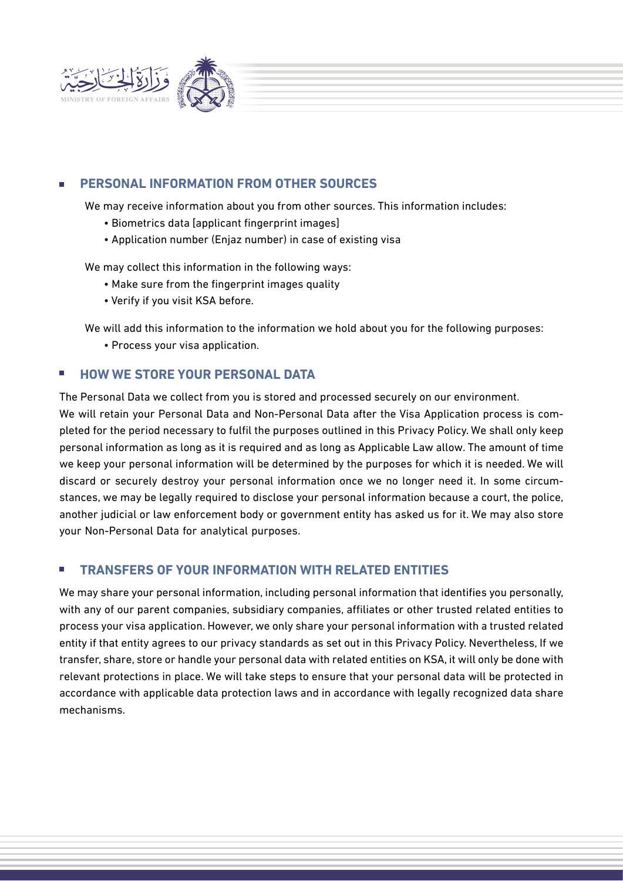## PERSONAL INFORMATION FROM OTHER SOURCES

We may receive information about you from other sources. This information includes:

- Biometrics data [applicant fingerprint images]
- Application number (Enjaz number) in case of existing visa

We may collect this information in the following ways:

- Make sure from the fingerprint images quality
- Verify if you visit KSA before.

We will add this information to the information we hold about you for the following purposes:

- Process your visa application.

## HOW WE STORE YOUR PERSONAL DATA

The Personal Data we collect from you is stored and processed securely on our environment.
We will retain your Personal Data and Non-Personal Data after the Visa Application process is completed for the period necessary to fulfil the purposes outlined in this Privacy Policy. We shall only keep personal information as long as it is required and as long as Applicable Law allow. The amount of time we keep your personal information will be determined by the purposes for which it is needed. We will discard or securely destroy your personal information once we no longer need it. In some circumstances, we may be legally required to disclose your personal information because a court, the police, another judicial or law enforcement body or government entity has asked us for it. We may also store your Non-Personal Data for analytical purposes.

## TRANSFERS OF YOUR INFORMATION WITH RELATED ENTITIES

We may share your personal information, including personal information that identifies you personally, with any of our parent companies, subsidiary companies, affiliates or other trusted related entities to process your visa application. However, we only share your personal information with a trusted related entity if that entity agrees to our privacy standards as set out in this Privacy Policy. Nevertheless, If we transfer, share, store or handle your personal data with related entities on KSA, it will only be done with relevant protections in place. We will take steps to ensure that your personal data will be protected in accordance with applicable data protection laws and in accordance with legally recognized data share mechanisms.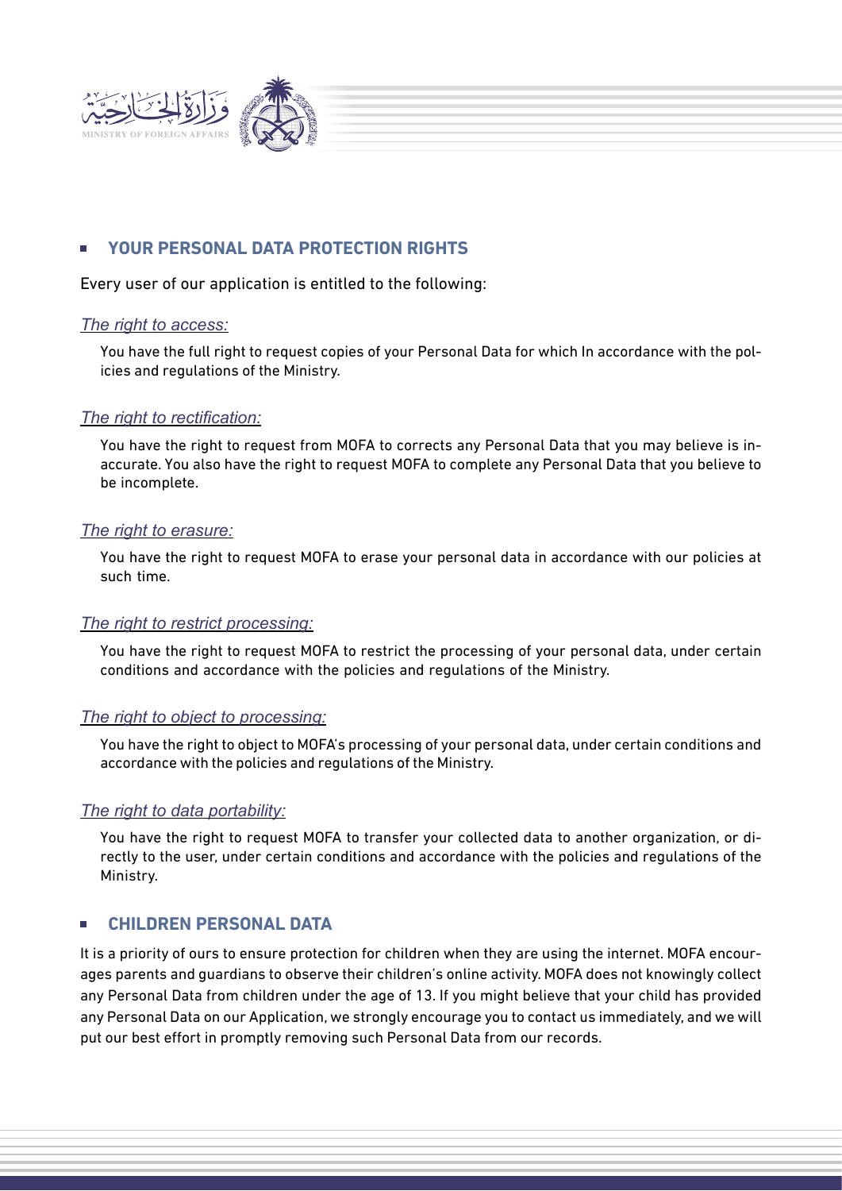## YOUR PERSONAL DATA PROTECTION RIGHTS

Every user of our application is entitled to the following:

*The right to access:*

You have the full right to request copies of your Personal Data for which In accordance with the policies and regulations of the Ministry.

*The right to rectification:*

You have the right to request from MOFA to corrects any Personal Data that you may believe is inaccurate. You also have the right to request MOFA to complete any Personal Data that you believe to be incomplete.

*The right to erasure:*

You have the right to request MOFA to erase your personal data in accordance with our policies at such time.

*The right to restrict processing:*

You have the right to request MOFA to restrict the processing of your personal data, under certain conditions and accordance with the policies and regulations of the Ministry.

*The right to object to processing:*

You have the right to object to MOFA's processing of your personal data, under certain conditions and accordance with the policies and regulations of the Ministry.

*The right to data portability:*

You have the right to request MOFA to transfer your collected data to another organization, or directly to the user, under certain conditions and accordance with the policies and regulations of the Ministry.

## CHILDREN PERSONAL DATA

It is a priority of ours to ensure protection for children when they are using the internet. MOFA encourages parents and guardians to observe their children's online activity. MOFA does not knowingly collect any Personal Data from children under the age of 13. If you might believe that your child has provided any Personal Data on our Application, we strongly encourage you to contact us immediately, and we will put our best effort in promptly removing such Personal Data from our records.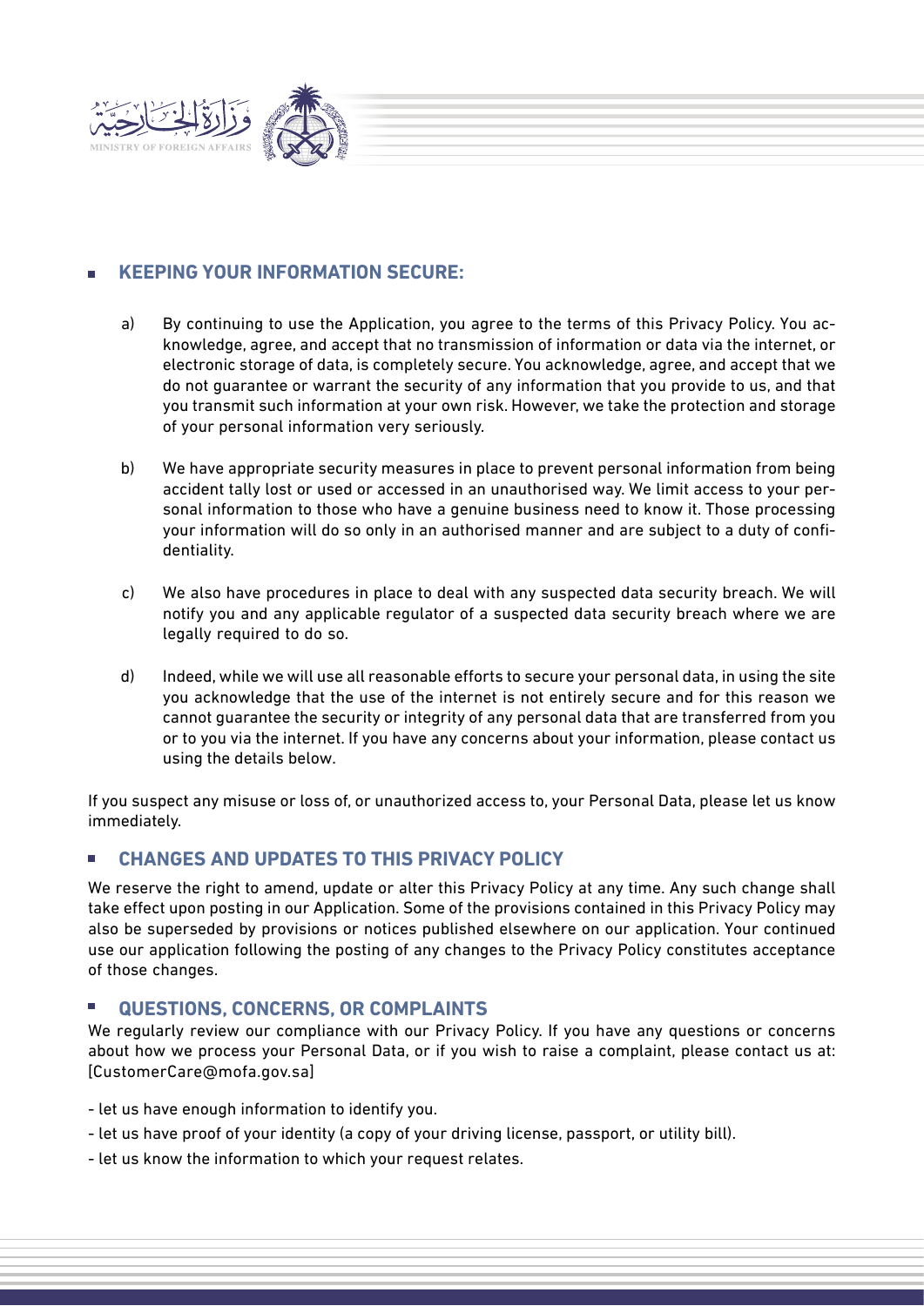## KEEPING YOUR INFORMATION SECURE:

a) By continuing to use the Application, you agree to the terms of this Privacy Policy. You acknowledge, agree, and accept that no transmission of information or data via the internet, or electronic storage of data, is completely secure. You acknowledge, agree, and accept that we do not guarantee or warrant the security of any information that you provide to us, and that you transmit such information at your own risk. However, we take the protection and storage of your personal information very seriously.

b) We have appropriate security measures in place to prevent personal information from being accident tally lost or used or accessed in an unauthorised way. We limit access to your personal information to those who have a genuine business need to know it. Those processing your information will do so only in an authorised manner and are subject to a duty of confidentiality.

c) We also have procedures in place to deal with any suspected data security breach. We will notify you and any applicable regulator of a suspected data security breach where we are legally required to do so.

d) Indeed, while we will use all reasonable efforts to secure your personal data, in using the site you acknowledge that the use of the internet is not entirely secure and for this reason we cannot guarantee the security or integrity of any personal data that are transferred from you or to you via the internet. If you have any concerns about your information, please contact us using the details below.

If you suspect any misuse or loss of, or unauthorized access to, your Personal Data, please let us know immediately.

## CHANGES AND UPDATES TO THIS PRIVACY POLICY

We reserve the right to amend, update or alter this Privacy Policy at any time. Any such change shall take effect upon posting in our Application. Some of the provisions contained in this Privacy Policy may also be superseded by provisions or notices published elsewhere on our application. Your continued use our application following the posting of any changes to the Privacy Policy constitutes acceptance of those changes.

## QUESTIONS, CONCERNS, OR COMPLAINTS

We regularly review our compliance with our Privacy Policy. If you have any questions or concerns about how we process your Personal Data, or if you wish to raise a complaint, please contact us at: [CustomerCare@mofa.gov.sa]

- let us have enough information to identify you.
- let us have proof of your identity (a copy of your driving license, passport, or utility bill).
- let us know the information to which your request relates.